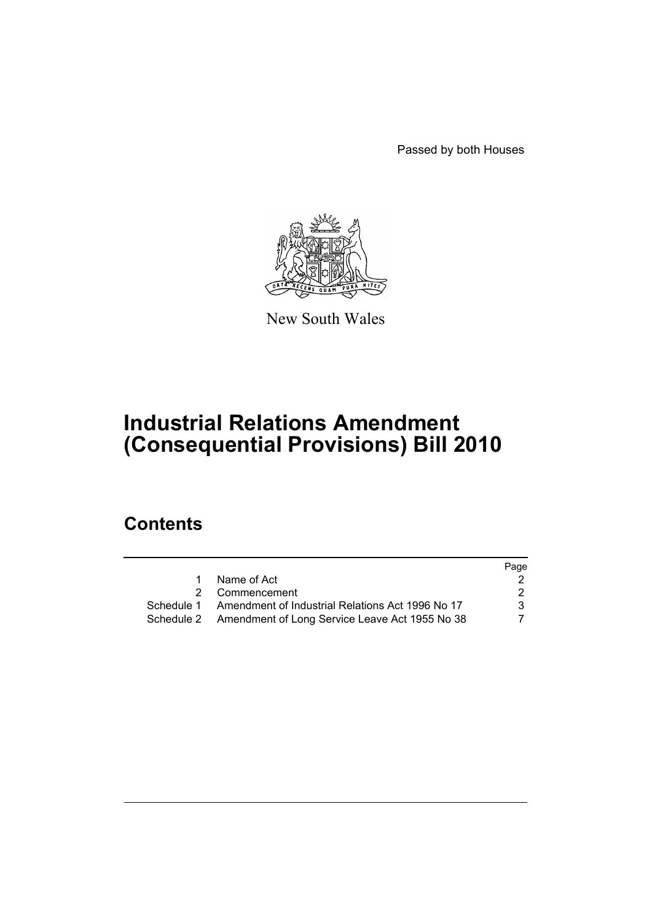Passed by both Houses

New South Wales

# Industrial Relations Amendment (Consequential Provisions) Bill 2010

## Contents

| | | Page |
|---|---|---|
| 1 | Name of Act | 2 |
| 2 | Commencement | 2 |
| Schedule 1 | Amendment of Industrial Relations Act 1996 No 17 | 3 |
| Schedule 2 | Amendment of Long Service Leave Act 1955 No 38 | 7 |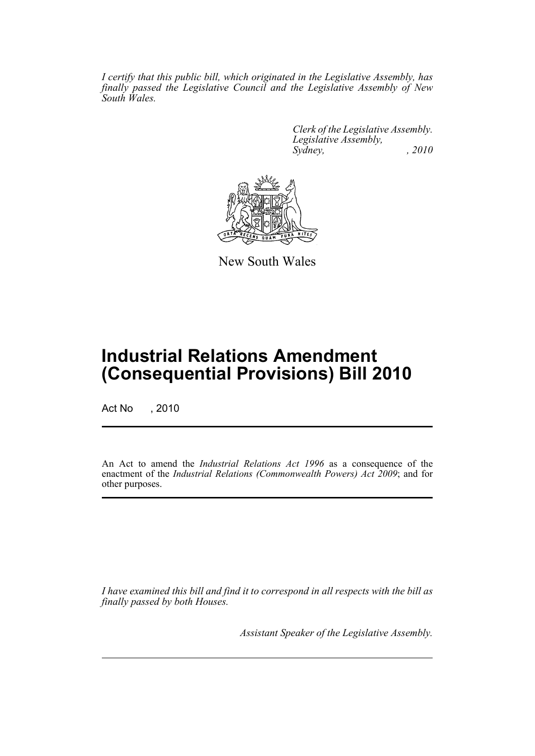*I certify that this public bill, which originated in the Legislative Assembly, has finally passed the Legislative Council and the Legislative Assembly of New South Wales.*

*Clerk of the Legislative Assembly.*
*Legislative Assembly,*
*Sydney, , 2010*

New South Wales

# Industrial Relations Amendment (Consequential Provisions) Bill 2010

Act No , 2010

An Act to amend the *Industrial Relations Act 1996* as a consequence of the enactment of the *Industrial Relations (Commonwealth Powers) Act 2009*; and for other purposes.

*I have examined this bill and find it to correspond in all respects with the bill as finally passed by both Houses.*

*Assistant Speaker of the Legislative Assembly.*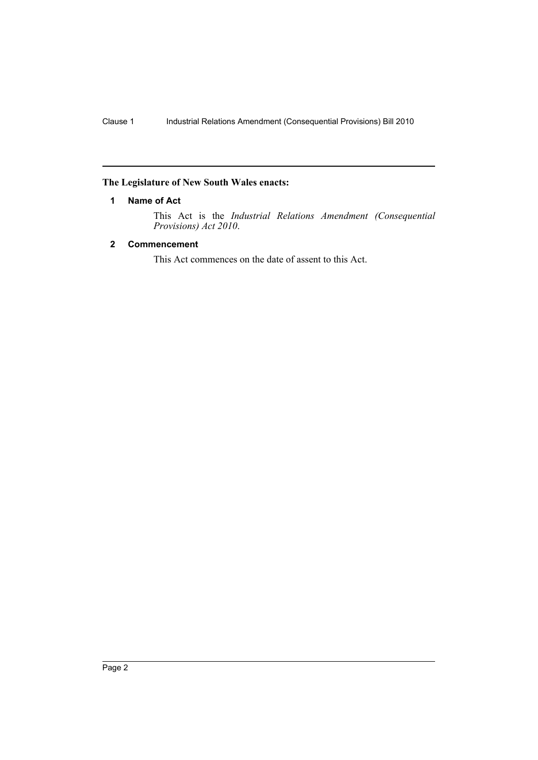**The Legislature of New South Wales enacts:**

## 1 Name of Act

This Act is the *Industrial Relations Amendment (Consequential Provisions) Act 2010*.

## 2 Commencement

This Act commences on the date of assent to this Act.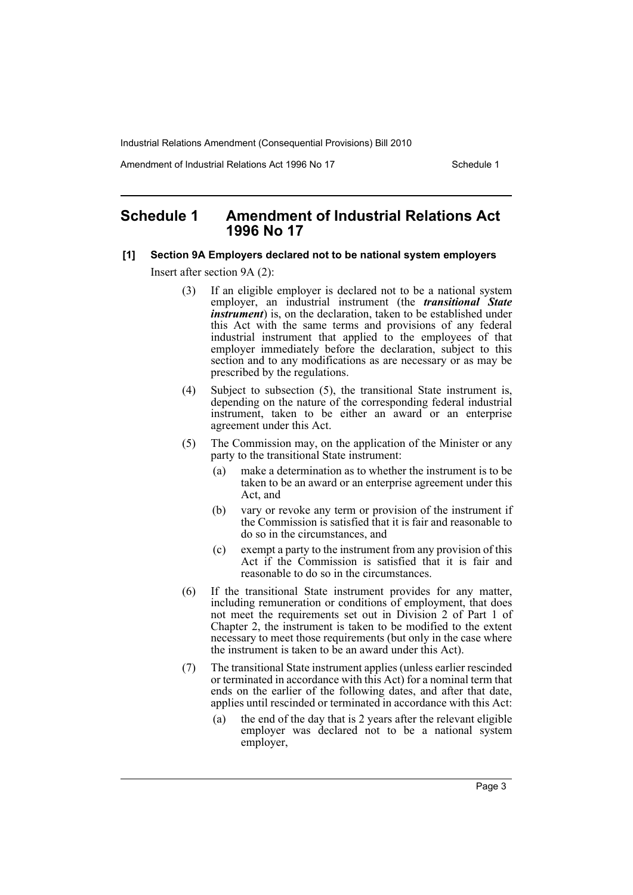## Schedule 1 Amendment of Industrial Relations Act 1996 No 17

**[1] Section 9A Employers declared not to be national system employers**

Insert after section 9A (2):

(3) If an eligible employer is declared not to be a national system employer, an industrial instrument (the ***transitional State instrument***) is, on the declaration, taken to be established under this Act with the same terms and provisions of any federal industrial instrument that applied to the employees of that employer immediately before the declaration, subject to this section and to any modifications as are necessary or as may be prescribed by the regulations.

(4) Subject to subsection (5), the transitional State instrument is, depending on the nature of the corresponding federal industrial instrument, taken to be either an award or an enterprise agreement under this Act.

(5) The Commission may, on the application of the Minister or any party to the transitional State instrument:

(a) make a determination as to whether the instrument is to be taken to be an award or an enterprise agreement under this Act, and

(b) vary or revoke any term or provision of the instrument if the Commission is satisfied that it is fair and reasonable to do so in the circumstances, and

(c) exempt a party to the instrument from any provision of this Act if the Commission is satisfied that it is fair and reasonable to do so in the circumstances.

(6) If the transitional State instrument provides for any matter, including remuneration or conditions of employment, that does not meet the requirements set out in Division 2 of Part 1 of Chapter 2, the instrument is taken to be modified to the extent necessary to meet those requirements (but only in the case where the instrument is taken to be an award under this Act).

(7) The transitional State instrument applies (unless earlier rescinded or terminated in accordance with this Act) for a nominal term that ends on the earlier of the following dates, and after that date, applies until rescinded or terminated in accordance with this Act:

(a) the end of the day that is 2 years after the relevant eligible employer was declared not to be a national system employer,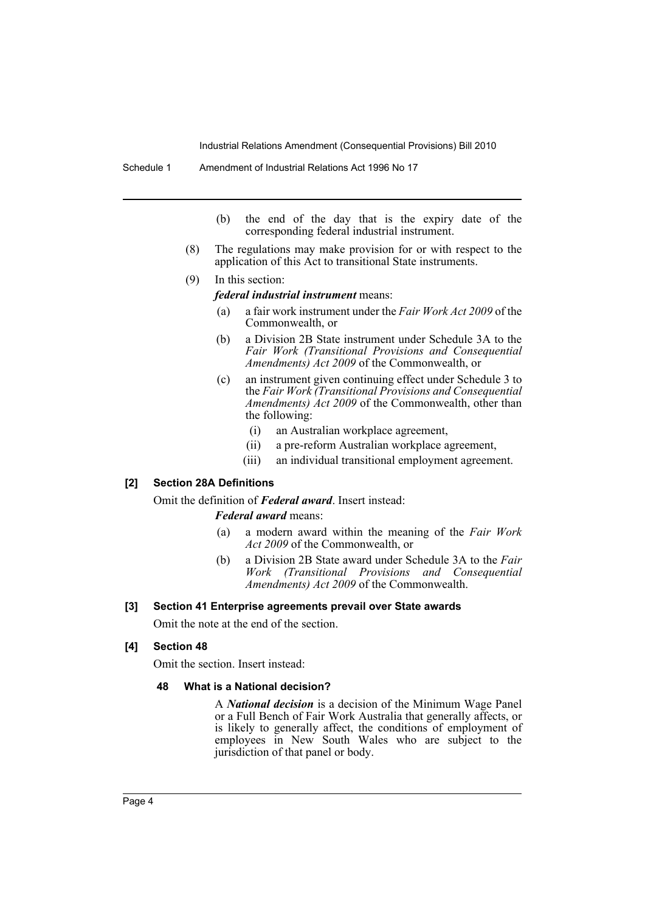(b) the end of the day that is the expiry date of the corresponding federal industrial instrument.

(8) The regulations may make provision for or with respect to the application of this Act to transitional State instruments.

(9) In this section:

***federal industrial instrument*** means:

(a) a fair work instrument under the *Fair Work Act 2009* of the Commonwealth, or

(b) a Division 2B State instrument under Schedule 3A to the *Fair Work (Transitional Provisions and Consequential Amendments) Act 2009* of the Commonwealth, or

(c) an instrument given continuing effect under Schedule 3 to the *Fair Work (Transitional Provisions and Consequential Amendments) Act 2009* of the Commonwealth, other than the following:

(i) an Australian workplace agreement,

(ii) a pre-reform Australian workplace agreement,

(iii) an individual transitional employment agreement.

#### [2] Section 28A Definitions

Omit the definition of ***Federal award***. Insert instead:

***Federal award*** means:

(a) a modern award within the meaning of the *Fair Work Act 2009* of the Commonwealth, or

(b) a Division 2B State award under Schedule 3A to the *Fair Work (Transitional Provisions and Consequential Amendments) Act 2009* of the Commonwealth.

#### [3] Section 41 Enterprise agreements prevail over State awards

Omit the note at the end of the section.

#### [4] Section 48

Omit the section. Insert instead:

##### 48 What is a National decision?

A ***National decision*** is a decision of the Minimum Wage Panel or a Full Bench of Fair Work Australia that generally affects, or is likely to generally affect, the conditions of employment of employees in New South Wales who are subject to the jurisdiction of that panel or body.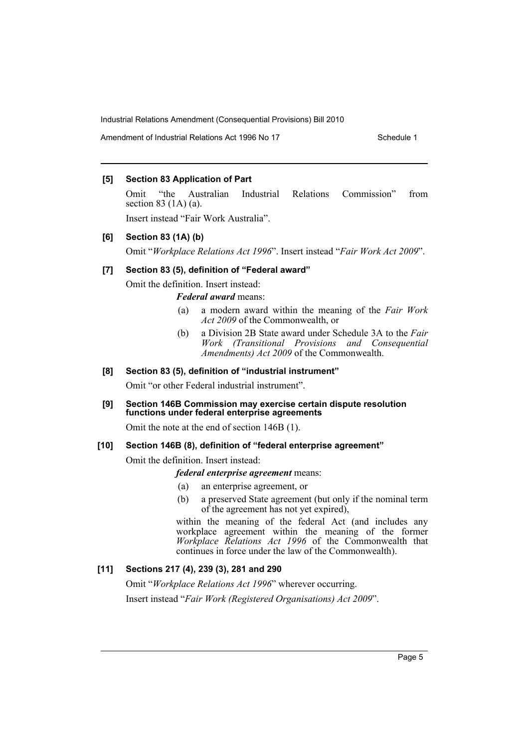**[5] Section 83 Application of Part**

Omit "the Australian Industrial Relations Commission" from section 83 (1A) (a).

Insert instead "Fair Work Australia".

**[6] Section 83 (1A) (b)**

Omit "*Workplace Relations Act 1996*". Insert instead "*Fair Work Act 2009*".

**[7] Section 83 (5), definition of "Federal award"**

Omit the definition. Insert instead:

> ***Federal award*** means:
>
> (a) a modern award within the meaning of the *Fair Work Act 2009* of the Commonwealth, or
>
> (b) a Division 2B State award under Schedule 3A to the *Fair Work (Transitional Provisions and Consequential Amendments) Act 2009* of the Commonwealth.

**[8] Section 83 (5), definition of "industrial instrument"**

Omit "or other Federal industrial instrument".

**[9] Section 146B Commission may exercise certain dispute resolution functions under federal enterprise agreements**

Omit the note at the end of section 146B (1).

**[10] Section 146B (8), definition of "federal enterprise agreement"**

Omit the definition. Insert instead:

> ***federal enterprise agreement*** means:
>
> (a) an enterprise agreement, or
>
> (b) a preserved State agreement (but only if the nominal term of the agreement has not yet expired),
>
> within the meaning of the federal Act (and includes any workplace agreement within the meaning of the former *Workplace Relations Act 1996* of the Commonwealth that continues in force under the law of the Commonwealth).

**[11] Sections 217 (4), 239 (3), 281 and 290**

Omit "*Workplace Relations Act 1996*" wherever occurring.

Insert instead "*Fair Work (Registered Organisations) Act 2009*".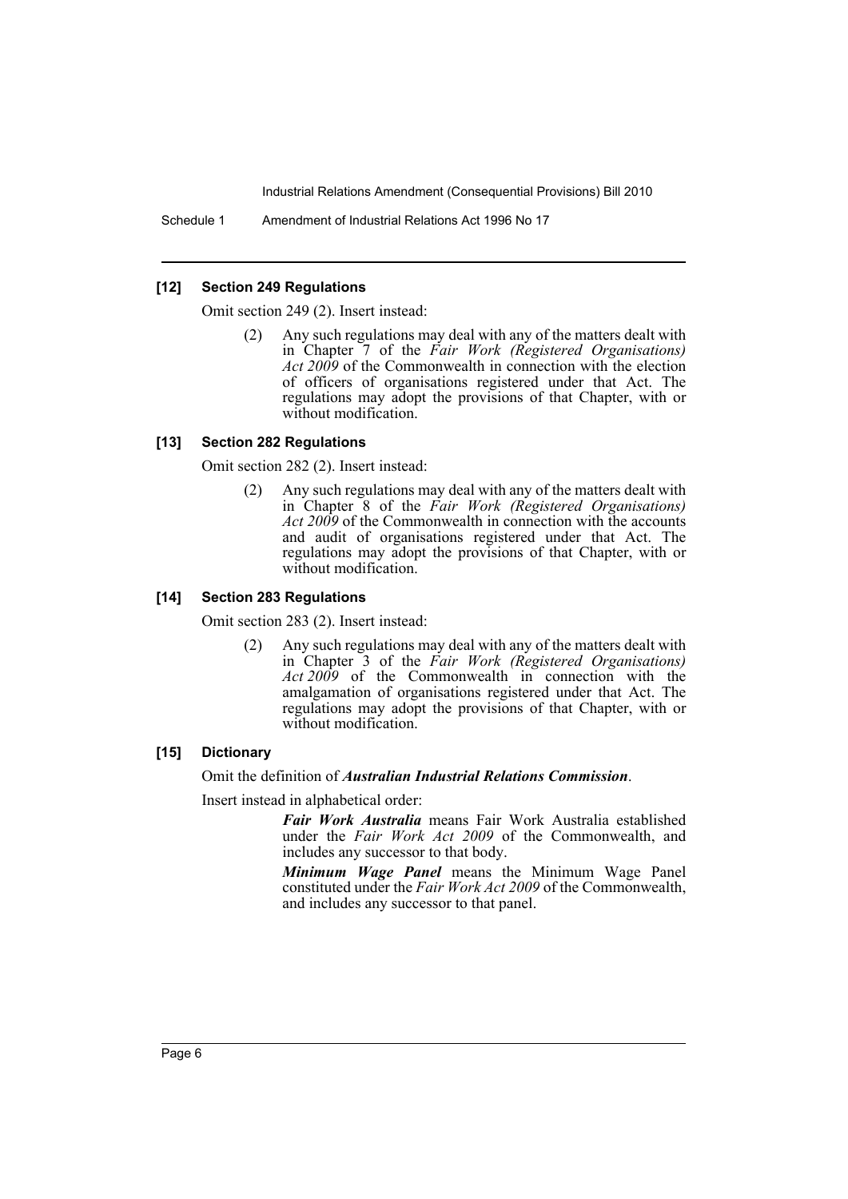### [12] Section 249 Regulations

Omit section 249 (2). Insert instead:

> (2) Any such regulations may deal with any of the matters dealt with in Chapter 7 of the *Fair Work (Registered Organisations) Act 2009* of the Commonwealth in connection with the election of officers of organisations registered under that Act. The regulations may adopt the provisions of that Chapter, with or without modification.

### [13] Section 282 Regulations

Omit section 282 (2). Insert instead:

> (2) Any such regulations may deal with any of the matters dealt with in Chapter 8 of the *Fair Work (Registered Organisations) Act 2009* of the Commonwealth in connection with the accounts and audit of organisations registered under that Act. The regulations may adopt the provisions of that Chapter, with or without modification.

### [14] Section 283 Regulations

Omit section 283 (2). Insert instead:

> (2) Any such regulations may deal with any of the matters dealt with in Chapter 3 of the *Fair Work (Registered Organisations) Act 2009* of the Commonwealth in connection with the amalgamation of organisations registered under that Act. The regulations may adopt the provisions of that Chapter, with or without modification.

### [15] Dictionary

Omit the definition of ***Australian Industrial Relations Commission***.

Insert instead in alphabetical order:

> ***Fair Work Australia*** means Fair Work Australia established under the *Fair Work Act 2009* of the Commonwealth, and includes any successor to that body.
>
> ***Minimum Wage Panel*** means the Minimum Wage Panel constituted under the *Fair Work Act 2009* of the Commonwealth, and includes any successor to that panel.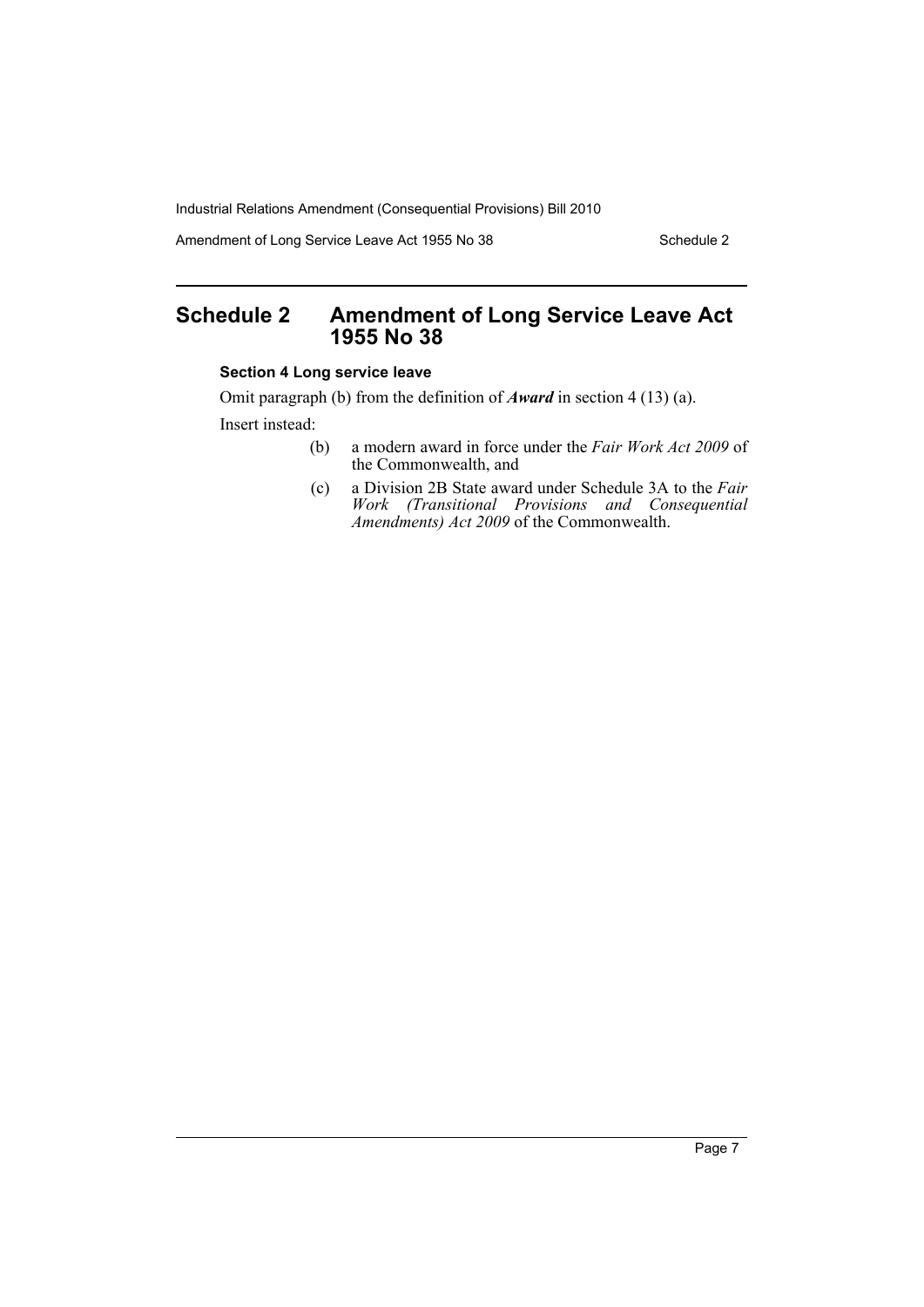# Schedule 2 Amendment of Long Service Leave Act 1955 No 38

### Section 4 Long service leave

Omit paragraph (b) from the definition of ***Award*** in section 4 (13) (a).

Insert instead:

(b) a modern award in force under the *Fair Work Act 2009* of the Commonwealth, and

(c) a Division 2B State award under Schedule 3A to the *Fair Work (Transitional Provisions and Consequential Amendments) Act 2009* of the Commonwealth.